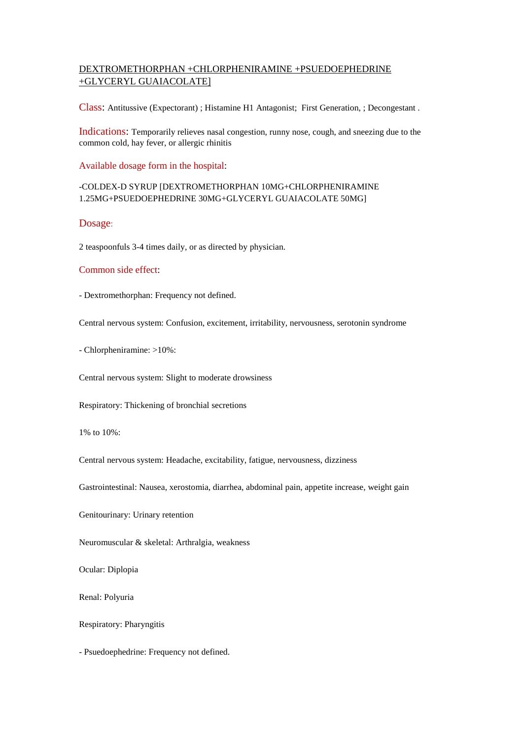<u>DEXTROMETHORPHAN +CHLORPHENIRAMINE +PSUEDOEPHEDRINE +GLYCERYL GUAIACOLATE]</u>

**Class:** Antitussive (Expectorant) ; Histamine H1 Antagonist; First Generation, ; Decongestant .

**Indications:** Temporarily relieves nasal congestion, runny nose, cough, and sneezing due to the common cold, hay fever, or allergic rhinitis

**Available dosage form in the hospital:**

-COLDEX-D SYRUP [DEXTROMETHORPHAN 10MG+CHLORPHENIRAMINE 1.25MG+PSUEDOEPHEDRINE 30MG+GLYCERYL GUAIACOLATE 50MG]

**Dosage:**

2 teaspoonfuls 3-4 times daily, or as directed by physician.

**Common side effect:**

- Dextromethorphan: Frequency not defined.

Central nervous system: Confusion, excitement, irritability, nervousness, serotonin syndrome

- Chlorpheniramine: >10%:

Central nervous system: Slight to moderate drowsiness

Respiratory: Thickening of bronchial secretions

1% to 10%:

Central nervous system: Headache, excitability, fatigue, nervousness, dizziness

Gastrointestinal: Nausea, xerostomia, diarrhea, abdominal pain, appetite increase, weight gain

Genitourinary: Urinary retention

Neuromuscular & skeletal: Arthralgia, weakness

Ocular: Diplopia

Renal: Polyuria

Respiratory: Pharyngitis

- Psuedoephedrine: Frequency not defined.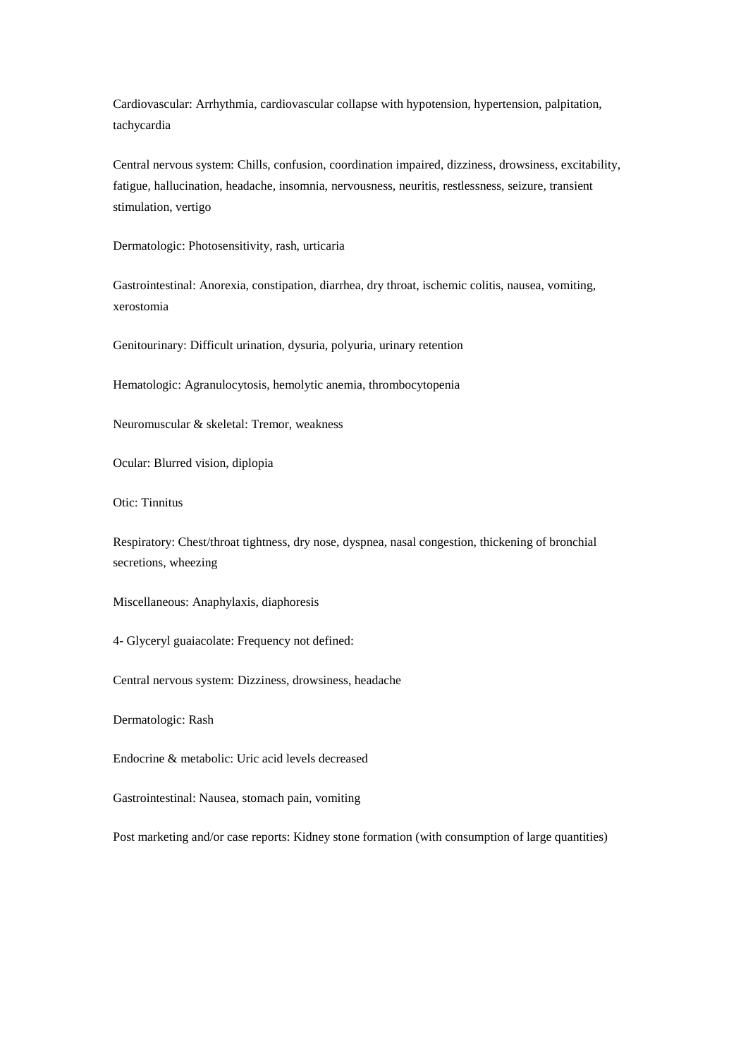Cardiovascular: Arrhythmia, cardiovascular collapse with hypotension, hypertension, palpitation, tachycardia

Central nervous system: Chills, confusion, coordination impaired, dizziness, drowsiness, excitability, fatigue, hallucination, headache, insomnia, nervousness, neuritis, restlessness, seizure, transient stimulation, vertigo

Dermatologic: Photosensitivity, rash, urticaria

Gastrointestinal: Anorexia, constipation, diarrhea, dry throat, ischemic colitis, nausea, vomiting, xerostomia

Genitourinary: Difficult urination, dysuria, polyuria, urinary retention

Hematologic: Agranulocytosis, hemolytic anemia, thrombocytopenia

Neuromuscular & skeletal: Tremor, weakness

Ocular: Blurred vision, diplopia

Otic: Tinnitus

Respiratory: Chest/throat tightness, dry nose, dyspnea, nasal congestion, thickening of bronchial secretions, wheezing

Miscellaneous: Anaphylaxis, diaphoresis

4- Glyceryl guaiacolate: Frequency not defined:

Central nervous system: Dizziness, drowsiness, headache

Dermatologic: Rash

Endocrine & metabolic: Uric acid levels decreased

Gastrointestinal: Nausea, stomach pain, vomiting

Post marketing and/or case reports: Kidney stone formation (with consumption of large quantities)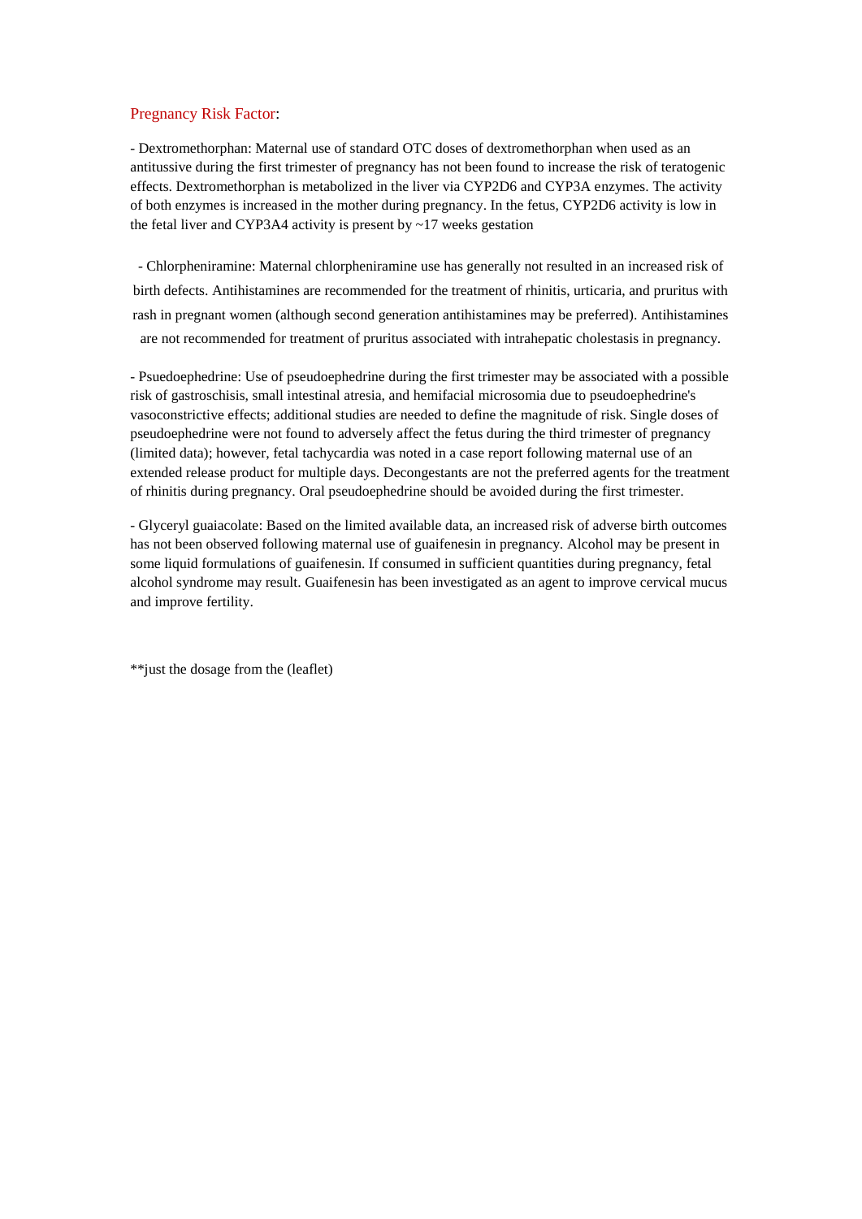Pregnancy Risk Factor:

- Dextromethorphan: Maternal use of standard OTC doses of dextromethorphan when used as an antitussive during the first trimester of pregnancy has not been found to increase the risk of teratogenic effects. Dextromethorphan is metabolized in the liver via CYP2D6 and CYP3A enzymes. The activity of both enzymes is increased in the mother during pregnancy. In the fetus, CYP2D6 activity is low in the fetal liver and CYP3A4 activity is present by ~17 weeks gestation

- Chlorpheniramine: Maternal chlorpheniramine use has generally not resulted in an increased risk of birth defects. Antihistamines are recommended for the treatment of rhinitis, urticaria, and pruritus with rash in pregnant women (although second generation antihistamines may be preferred). Antihistamines are not recommended for treatment of pruritus associated with intrahepatic cholestasis in pregnancy.

- Psuedoephedrine: Use of pseudoephedrine during the first trimester may be associated with a possible risk of gastroschisis, small intestinal atresia, and hemifacial microsomia due to pseudoephedrine's vasoconstrictive effects; additional studies are needed to define the magnitude of risk. Single doses of pseudoephedrine were not found to adversely affect the fetus during the third trimester of pregnancy (limited data); however, fetal tachycardia was noted in a case report following maternal use of an extended release product for multiple days. Decongestants are not the preferred agents for the treatment of rhinitis during pregnancy. Oral pseudoephedrine should be avoided during the first trimester.

- Glyceryl guaiacolate: Based on the limited available data, an increased risk of adverse birth outcomes has not been observed following maternal use of guaifenesin in pregnancy. Alcohol may be present in some liquid formulations of guaifenesin. If consumed in sufficient quantities during pregnancy, fetal alcohol syndrome may result. Guaifenesin has been investigated as an agent to improve cervical mucus and improve fertility.

**just the dosage from the (leaflet)